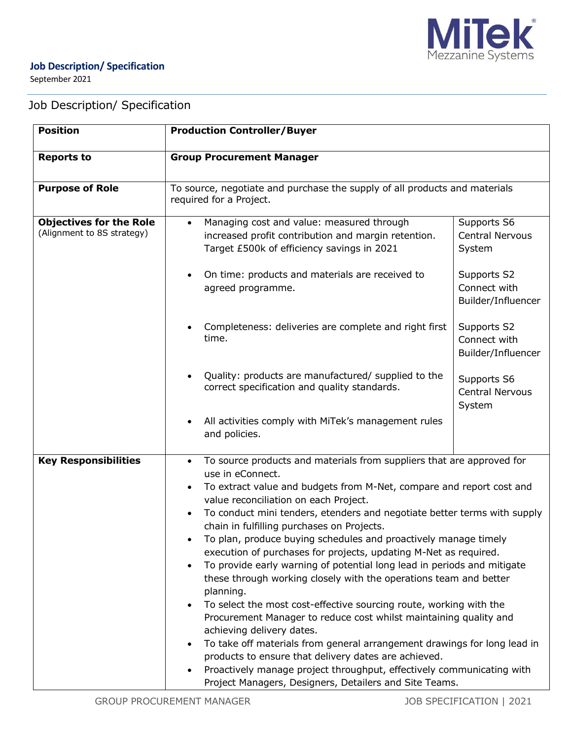**Job Description/ Specification**

September 2021

# Job Description/ Specification

| **Position** | **Production Controller/Buyer** | |
|---|---|---|
| **Reports to** | **Group Procurement Manager** | |
| **Purpose of Role** | To source, negotiate and purchase the supply of all products and materials required for a Project. | |
| **Objectives for the Role** (Alignment to 8S strategy) | • Managing cost and value: measured through increased profit contribution and margin retention. Target £500k of efficiency savings in 2021 | Supports S6 Central Nervous System |
| | • On time: products and materials are received to agreed programme. | Supports S2 Connect with Builder/Influencer |
| | • Completeness: deliveries are complete and right first time. | Supports S2 Connect with Builder/Influencer |
| | • Quality: products are manufactured/ supplied to the correct specification and quality standards. | Supports S6 Central Nervous System |
| | • All activities comply with MiTek's management rules and policies. | |
| **Key Responsibilities** | • To source products and materials from suppliers that are approved for use in eConnect.<br>• To extract value and budgets from M-Net, compare and report cost and value reconciliation on each Project.<br>• To conduct mini tenders, etenders and negotiate better terms with supply chain in fulfilling purchases on Projects.<br>• To plan, produce buying schedules and proactively manage timely execution of purchases for projects, updating M-Net as required.<br>• To provide early warning of potential long lead in periods and mitigate these through working closely with the operations team and better planning.<br>• To select the most cost-effective sourcing route, working with the Procurement Manager to reduce cost whilst maintaining quality and achieving delivery dates.<br>• To take off materials from general arrangement drawings for long lead in products to ensure that delivery dates are achieved.<br>• Proactively manage project throughput, effectively communicating with Project Managers, Designers, Detailers and Site Teams. | |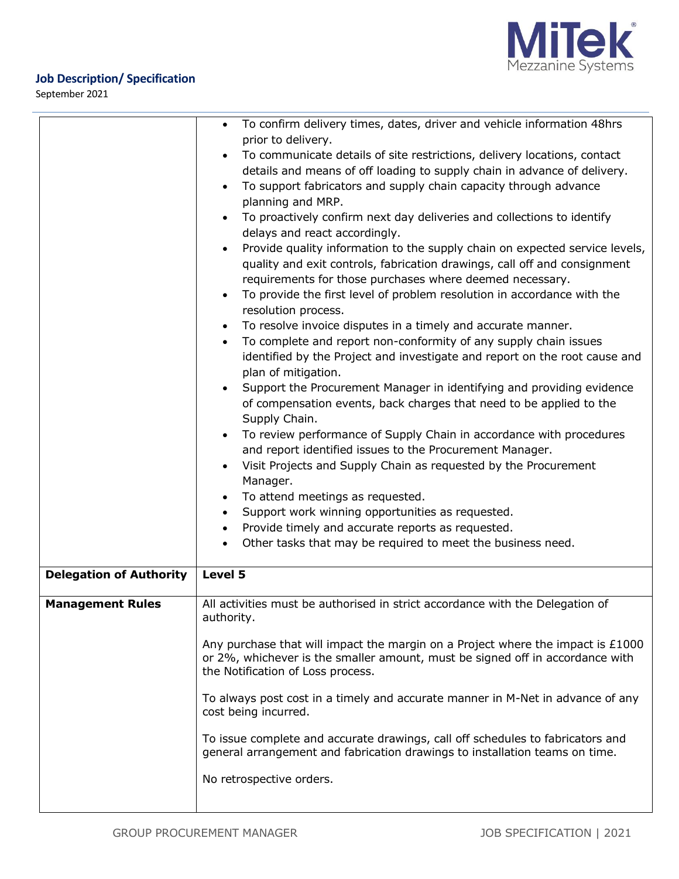| | |
|---|---|
| | • To confirm delivery times, dates, driver and vehicle information 48hrs prior to delivery.<br>• To communicate details of site restrictions, delivery locations, contact details and means of off loading to supply chain in advance of delivery.<br>• To support fabricators and supply chain capacity through advance planning and MRP.<br>• To proactively confirm next day deliveries and collections to identify delays and react accordingly.<br>• Provide quality information to the supply chain on expected service levels, quality and exit controls, fabrication drawings, call off and consignment requirements for those purchases where deemed necessary.<br>• To provide the first level of problem resolution in accordance with the resolution process.<br>• To resolve invoice disputes in a timely and accurate manner.<br>• To complete and report non-conformity of any supply chain issues identified by the Project and investigate and report on the root cause and plan of mitigation.<br>• Support the Procurement Manager in identifying and providing evidence of compensation events, back charges that need to be applied to the Supply Chain.<br>• To review performance of Supply Chain in accordance with procedures and report identified issues to the Procurement Manager.<br>• Visit Projects and Supply Chain as requested by the Procurement Manager.<br>• To attend meetings as requested.<br>• Support work winning opportunities as requested.<br>• Provide timely and accurate reports as requested.<br>• Other tasks that may be required to meet the business need. |
| **Delegation of Authority** | **Level 5** |
| **Management Rules** | All activities must be authorised in strict accordance with the Delegation of authority.<br><br>Any purchase that will impact the margin on a Project where the impact is £1000 or 2%, whichever is the smaller amount, must be signed off in accordance with the Notification of Loss process.<br><br>To always post cost in a timely and accurate manner in M-Net in advance of any cost being incurred.<br><br>To issue complete and accurate drawings, call off schedules to fabricators and general arrangement and fabrication drawings to installation teams on time.<br><br>No retrospective orders. |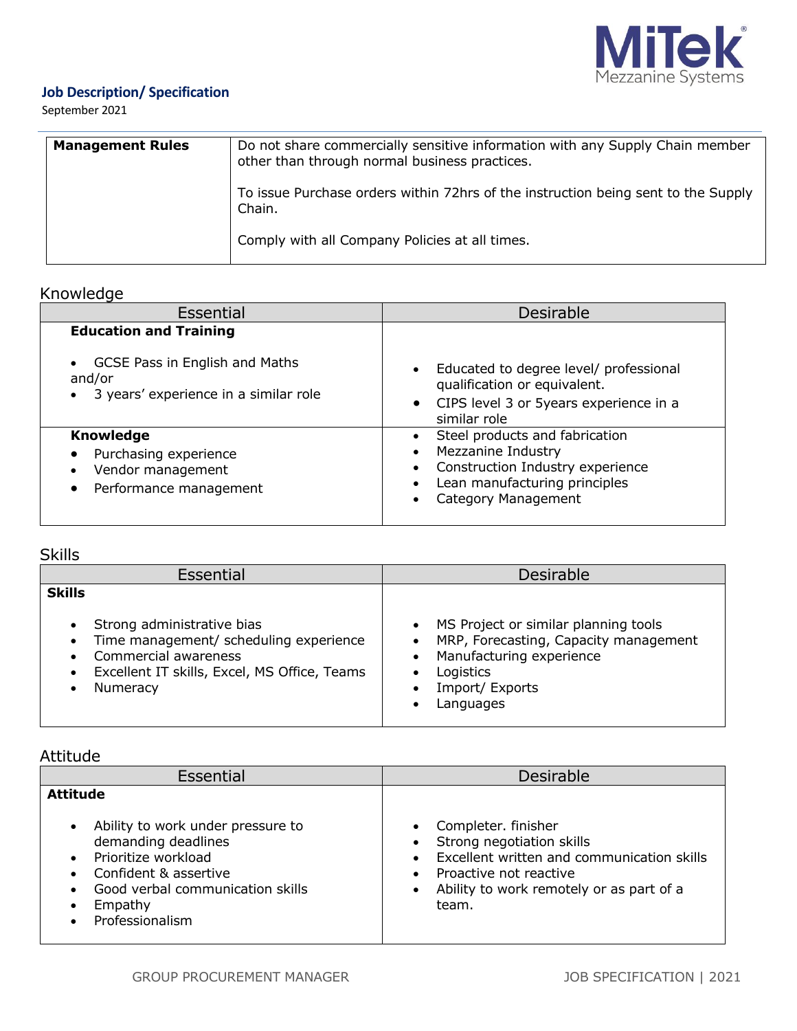**Job Description/ Specification**

September 2021

| **Management Rules** | Do not share commercially sensitive information with any Supply Chain member other than through normal business practices.<br><br>To issue Purchase orders within 72hrs of the instruction being sent to the Supply Chain.<br><br>Comply with all Company Policies at all times. |
|---|---|

## Knowledge

| Essential | Desirable |
|---|---|
| **Education and Training**<br><br>• GCSE Pass in English and Maths and/or<br>• 3 years' experience in a similar role | • Educated to degree level/ professional qualification or equivalent.<br>• CIPS level 3 or 5years experience in a similar role |
| **Knowledge**<br>• Purchasing experience<br>• Vendor management<br>• Performance management | • Steel products and fabrication<br>• Mezzanine Industry<br>• Construction Industry experience<br>• Lean manufacturing principles<br>• Category Management |

## Skills

| Essential | Desirable |
|---|---|
| **Skills**<br><br>• Strong administrative bias<br>• Time management/ scheduling experience<br>• Commercial awareness<br>• Excellent IT skills, Excel, MS Office, Teams<br>• Numeracy | • MS Project or similar planning tools<br>• MRP, Forecasting, Capacity management<br>• Manufacturing experience<br>• Logistics<br>• Import/ Exports<br>• Languages |

## Attitude

| Essential | Desirable |
|---|---|
| **Attitude**<br><br>• Ability to work under pressure to demanding deadlines<br>• Prioritize workload<br>• Confident & assertive<br>• Good verbal communication skills<br>• Empathy<br>• Professionalism | • Completer. finisher<br>• Strong negotiation skills<br>• Excellent written and communication skills<br>• Proactive not reactive<br>• Ability to work remotely or as part of a team. |